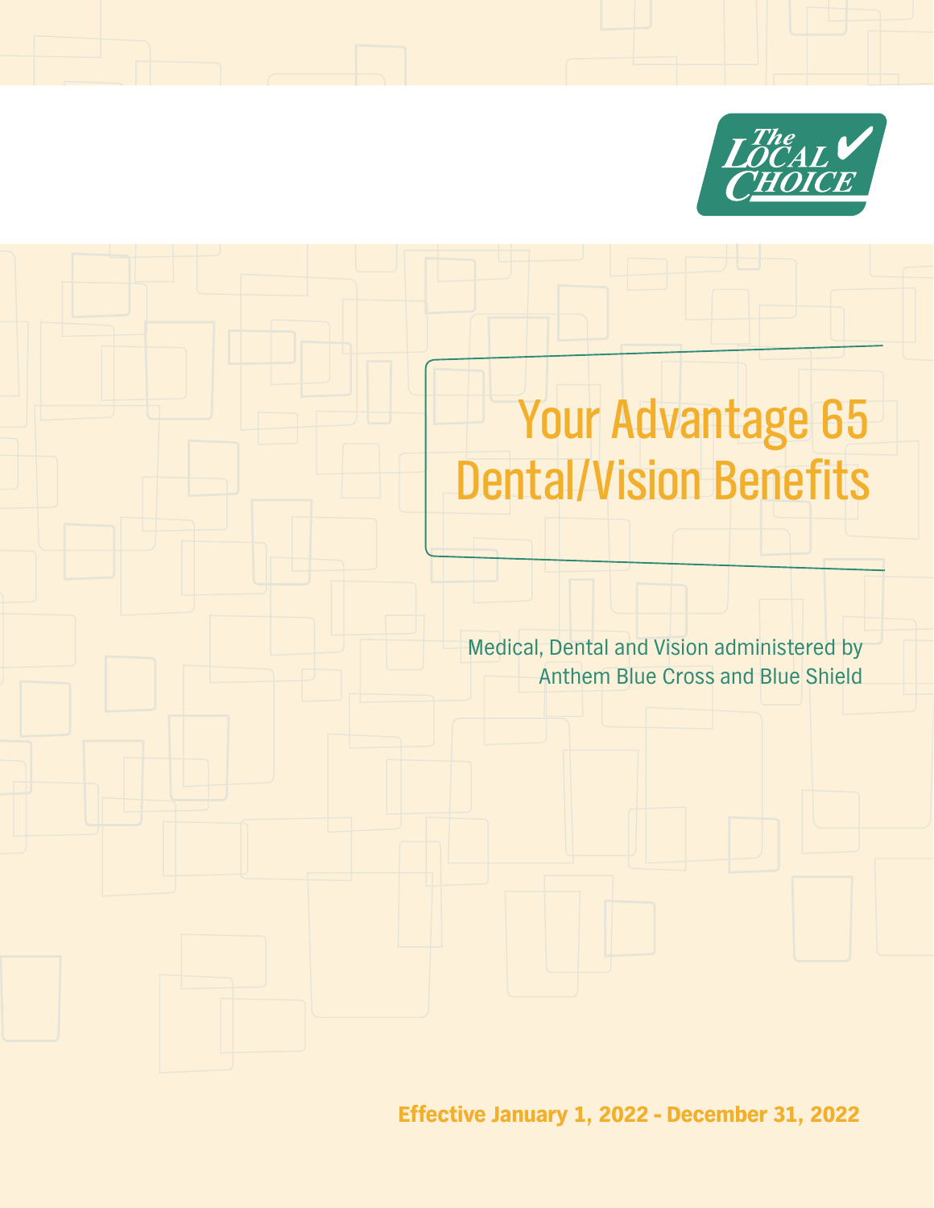The Local Choice

# Your Advantage 65 Dental/Vision Benefits

Medical, Dental and Vision administered by Anthem Blue Cross and Blue Shield

**Effective January 1, 2022 - December 31, 2022**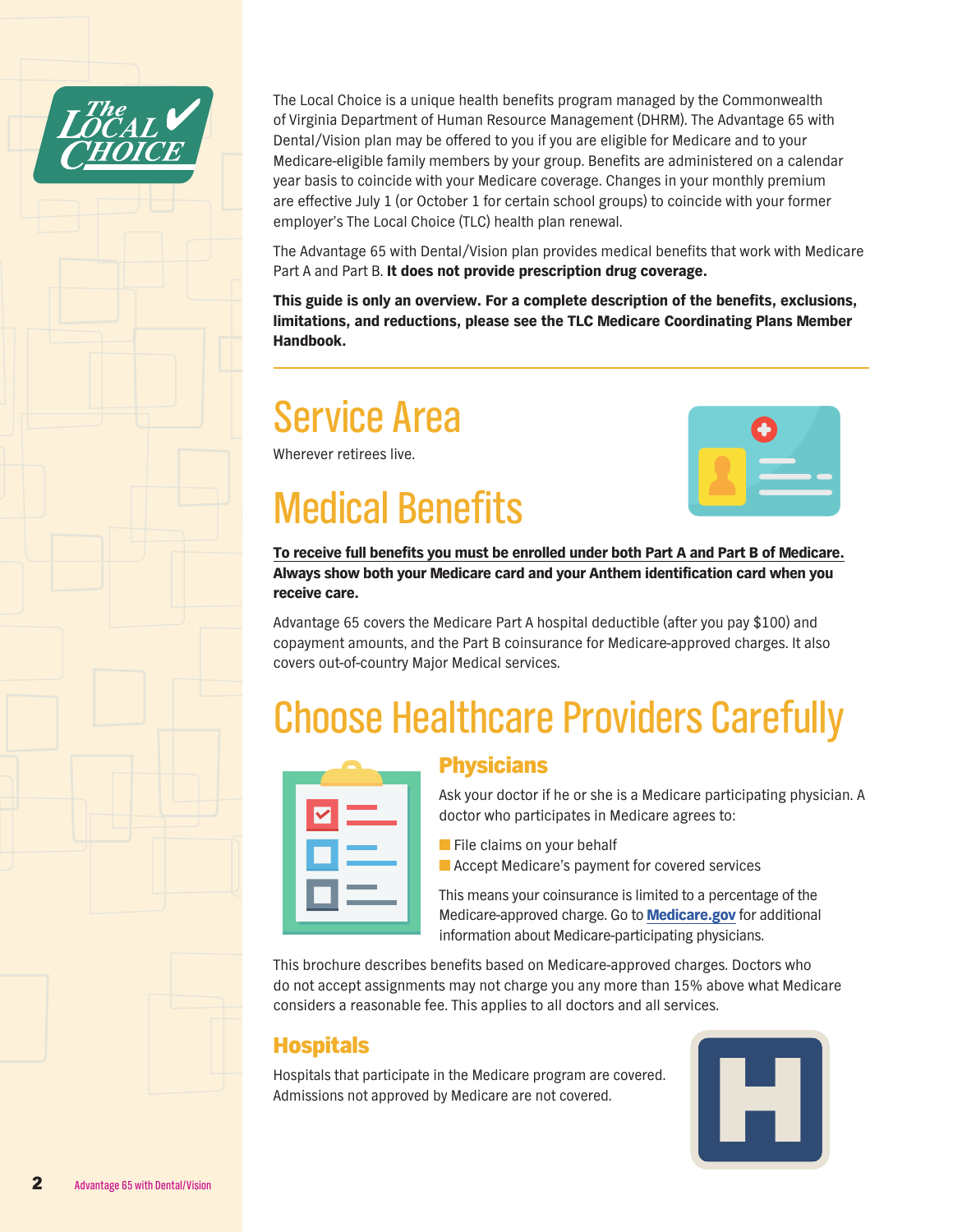The Local Choice is a unique health benefits program managed by the Commonwealth of Virginia Department of Human Resource Management (DHRM). The Advantage 65 with Dental/Vision plan may be offered to you if you are eligible for Medicare and to your Medicare-eligible family members by your group. Benefits are administered on a calendar year basis to coincide with your Medicare coverage. Changes in your monthly premium are effective July 1 (or October 1 for certain school groups) to coincide with your former employer's The Local Choice (TLC) health plan renewal.

The Advantage 65 with Dental/Vision plan provides medical benefits that work with Medicare Part A and Part B. **It does not provide prescription drug coverage.**

**This guide is only an overview. For a complete description of the benefits, exclusions, limitations, and reductions, please see the TLC Medicare Coordinating Plans Member Handbook.**

# Service Area

Wherever retirees live.

# Medical Benefits

**To receive full benefits you must be enrolled under both Part A and Part B of Medicare. Always show both your Medicare card and your Anthem identification card when you receive care.**

Advantage 65 covers the Medicare Part A hospital deductible (after you pay $100) and copayment amounts, and the Part B coinsurance for Medicare-approved charges. It also covers out-of-country Major Medical services.

# Choose Healthcare Providers Carefully

## Physicians

Ask your doctor if he or she is a Medicare participating physician. A doctor who participates in Medicare agrees to:

- File claims on your behalf
- Accept Medicare's payment for covered services

This means your coinsurance is limited to a percentage of the Medicare-approved charge. Go to **Medicare.gov** for additional information about Medicare-participating physicians.

This brochure describes benefits based on Medicare-approved charges. Doctors who do not accept assignments may not charge you any more than 15% above what Medicare considers a reasonable fee. This applies to all doctors and all services.

## Hospitals

Hospitals that participate in the Medicare program are covered. Admissions not approved by Medicare are not covered.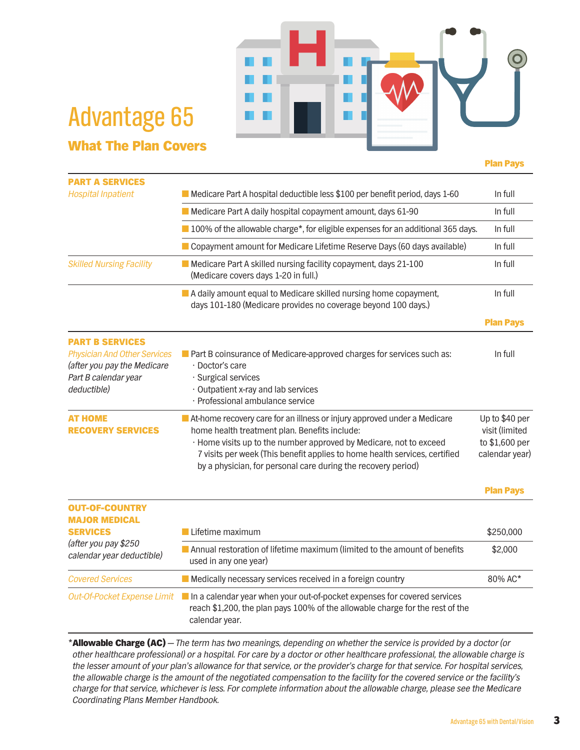# Advantage 65

## What The Plan Covers

| | | Plan Pays |
|---|---|---|
| **PART A SERVICES** | | |
| *Hospital Inpatient* | Medicare Part A hospital deductible less $100 per benefit period, days 1-60 | In full |
| | Medicare Part A daily hospital copayment amount, days 61-90 | In full |
| | 100% of the allowable charge*, for eligible expenses for an additional 365 days. | In full |
| | Copayment amount for Medicare Lifetime Reserve Days (60 days available) | In full |
| *Skilled Nursing Facility* | Medicare Part A skilled nursing facility copayment, days 21-100 (Medicare covers days 1-20 in full.) | In full |
| | A daily amount equal to Medicare skilled nursing home copayment, days 101-180 (Medicare provides no coverage beyond 100 days.) | In full |

| | | Plan Pays |
|---|---|---|
| **PART B SERVICES** | | |
| *Physician And Other Services* *(after you pay the Medicare Part B calendar year deductible)* | Part B coinsurance of Medicare-approved charges for services such as:<br>· Doctor's care<br>· Surgical services<br>· Outpatient x-ray and lab services<br>· Professional ambulance service | In full |
| **AT HOME RECOVERY SERVICES** | At-home recovery care for an illness or injury approved under a Medicare home health treatment plan. Benefits include:<br>· Home visits up to the number approved by Medicare, not to exceed 7 visits per week (This benefit applies to home health services, certified by a physician, for personal care during the recovery period) | Up to $40 per visit (limited to $1,600 per calendar year) |

| | | Plan Pays |
|---|---|---|
| **OUT-OF-COUNTRY MAJOR MEDICAL SERVICES** *(after you pay $250 calendar year deductible)* | Lifetime maximum | $250,000 |
| | Annual restoration of lifetime maximum (limited to the amount of benefits used in any one year) | $2,000 |
| *Covered Services* | Medically necessary services received in a foreign country | 80% AC* |
| *Out-Of-Pocket Expense Limit* | In a calendar year when your out-of-pocket expenses for covered services reach $1,200, the plan pays 100% of the allowable charge for the rest of the calendar year. | |

*__Allowable Charge (AC)__ — *The term has two meanings, depending on whether the service is provided by a doctor (or other healthcare professional) or a hospital. For care by a doctor or other healthcare professional, the allowable charge is the lesser amount of your plan's allowance for that service, or the provider's charge for that service. For hospital services, the allowable charge is the amount of the negotiated compensation to the facility for the covered service or the facility's charge for that service, whichever is less. For complete information about the allowable charge, please see the Medicare Coordinating Plans Member Handbook.*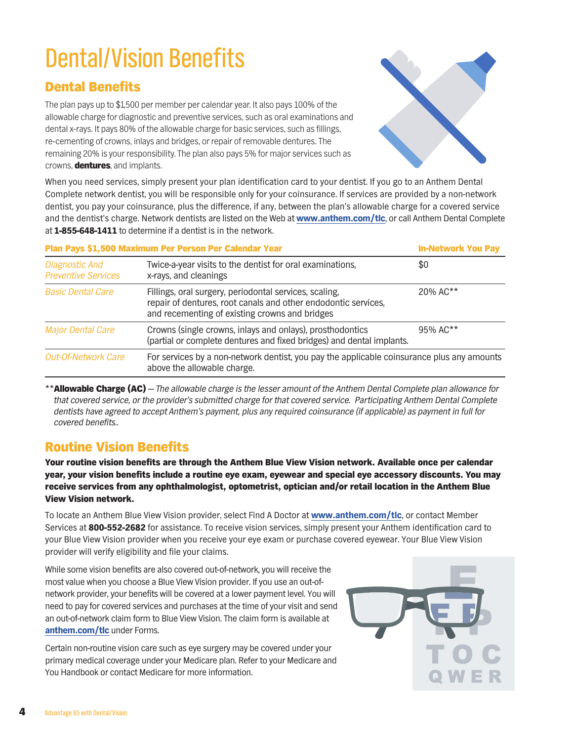# Dental/Vision Benefits

## Dental Benefits

The plan pays up to $1,500 per member per calendar year. It also pays 100% of the allowable charge for diagnostic and preventive services, such as oral examinations and dental x-rays. It pays 80% of the allowable charge for basic services, such as fillings, re-cementing of crowns, inlays and bridges, or repair of removable dentures. The remaining 20% is your responsibility. The plan also pays 5% for major services such as crowns, **dentures**, and implants.

When you need services, simply present your plan identification card to your dentist. If you go to an Anthem Dental Complete network dentist, you will be responsible only for your coinsurance. If services are provided by a non-network dentist, you pay your coinsurance, plus the difference, if any, between the plan's allowable charge for a covered service and the dentist's charge. Network dentists are listed on the Web at **www.anthem.com/tlc**, or call Anthem Dental Complete at **1-855-648-1411** to determine if a dentist is in the network.

| Plan Pays $1,500 Maximum Per Person Per Calendar Year | | In-Network You Pay |
|---|---|---|
| *Diagnostic And Preventive Services* | Twice-a-year visits to the dentist for oral examinations, x-rays, and cleanings | $0 |
| *Basic Dental Care* | Fillings, oral surgery, periodontal services, scaling, repair of dentures, root canals and other endodontic services, and recementing of existing crowns and bridges | 20% AC** |
| *Major Dental Care* | Crowns (single crowns, inlays and onlays), prosthodontics (partial or complete dentures and fixed bridges) and dental implants. | 95% AC** |
| *Out-Of-Network Care* | For services by a non-network dentist, you pay the applicable coinsurance plus any amounts above the allowable charge. | |

****Allowable Charge (AC)** — *The allowable charge is the lesser amount of the Anthem Dental Complete plan allowance for that covered service, or the provider's submitted charge for that covered service. Participating Anthem Dental Complete dentists have agreed to accept Anthem's payment, plus any required coinsurance (if applicable) as payment in full for covered benefits..*

## Routine Vision Benefits

**Your routine vision benefits are through the Anthem Blue View Vision network. Available once per calendar year, your vision benefits include a routine eye exam, eyewear and special eye accessory discounts. You may receive services from any ophthalmologist, optometrist, optician and/or retail location in the Anthem Blue View Vision network.**

To locate an Anthem Blue View Vision provider, select Find A Doctor at **www.anthem.com/tlc**, or contact Member Services at **800-552-2682** for assistance. To receive vision services, simply present your Anthem identification card to your Blue View Vision provider when you receive your eye exam or purchase covered eyewear. Your Blue View Vision provider will verify eligibility and file your claims.

While some vision benefits are also covered out-of-network, you will receive the most value when you choose a Blue View Vision provider. If you use an out-of-network provider, your benefits will be covered at a lower payment level. You will need to pay for covered services and purchases at the time of your visit and send an out-of-network claim form to Blue View Vision. The claim form is available at **anthem.com/tlc** under Forms.

Certain non-routine vision care such as eye surgery may be covered under your primary medical coverage under your Medicare plan. Refer to your Medicare and You Handbook or contact Medicare for more information.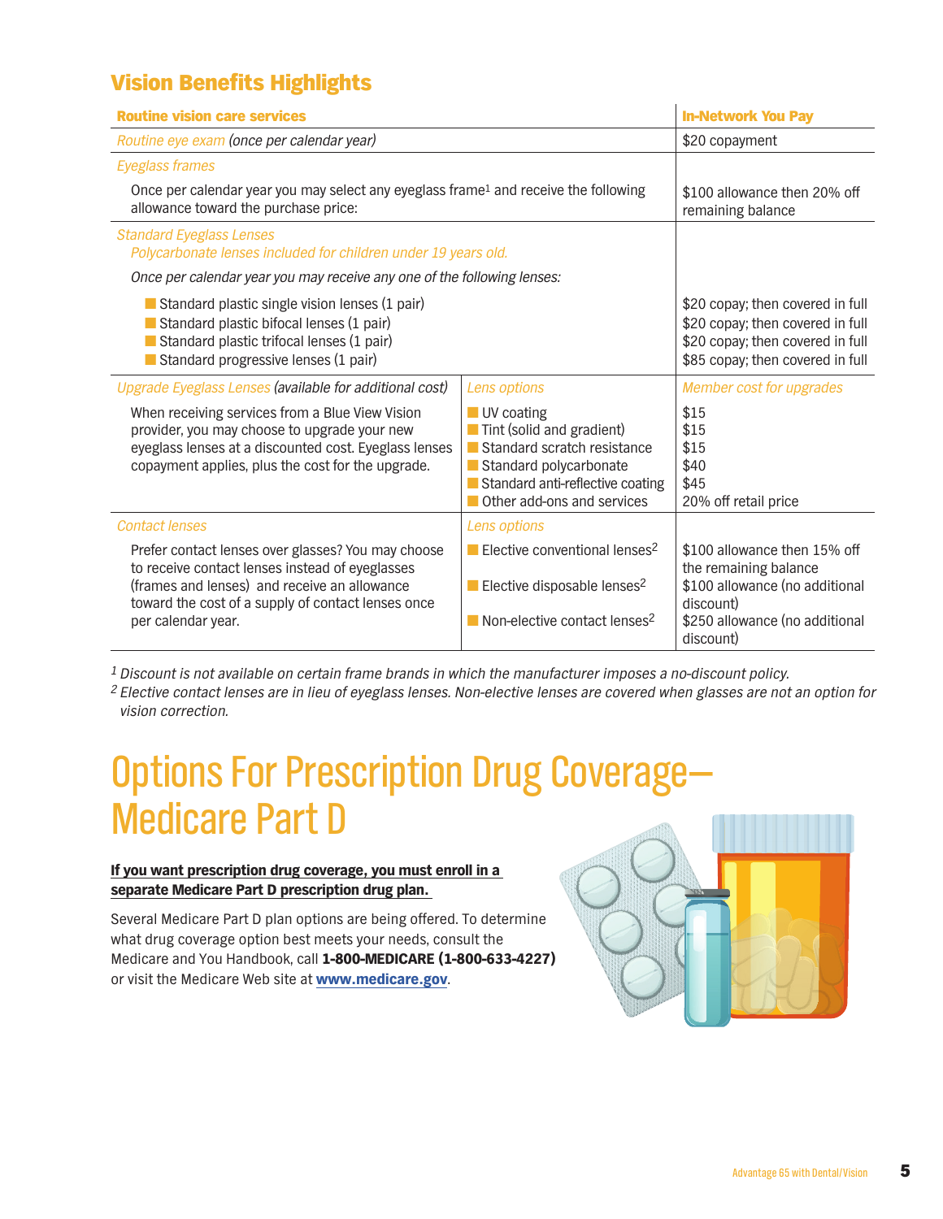## Vision Benefits Highlights

| Routine vision care services | | In-Network You Pay |
|---|---|---|
| *Routine eye exam (once per calendar year)* | | $20 copayment |
| *Eyeglass frames* Once per calendar year you may select any eyeglass frame[1] and receive the following allowance toward the purchase price: | | $100 allowance then 20% off remaining balance |
| *Standard Eyeglass Lenses* *Polycarbonate lenses included for children under 19 years old.* *Once per calendar year you may receive any one of the following lenses:* | | |
| Standard plastic single vision lenses (1 pair) | | $20 copay; then covered in full |
| Standard plastic bifocal lenses (1 pair) | | $20 copay; then covered in full |
| Standard plastic trifocal lenses (1 pair) | | $20 copay; then covered in full |
| Standard progressive lenses (1 pair) | | $85 copay; then covered in full |
| *Upgrade Eyeglass Lenses (available for additional cost)* | *Lens options* | *Member cost for upgrades* |
| When receiving services from a Blue View Vision provider, you may choose to upgrade your new eyeglass lenses at a discounted cost. Eyeglass lenses copayment applies, plus the cost for the upgrade. | UV coating | $15 |
| | Tint (solid and gradient) | $15 |
| | Standard scratch resistance | $15 |
| | Standard polycarbonate | $40 |
| | Standard anti-reflective coating | $45 |
| | Other add-ons and services | 20% off retail price |
| *Contact lenses* | *Lens options* | |
| Prefer contact lenses over glasses? You may choose to receive contact lenses instead of eyeglasses (frames and lenses) and receive an allowance toward the cost of a supply of contact lenses once per calendar year. | Elective conventional lenses[2] | $100 allowance then 15% off the remaining balance |
| | Elective disposable lenses[2] | $100 allowance (no additional discount) |
| | Non-elective contact lenses[2] | $250 allowance (no additional discount) |

[1] *Discount is not available on certain frame brands in which the manufacturer imposes a no-discount policy.*
[2] *Elective contact lenses are in lieu of eyeglass lenses. Non-elective lenses are covered when glasses are not an option for vision correction.*

# Options For Prescription Drug Coverage—Medicare Part D

**If you want prescription drug coverage, you must enroll in a separate Medicare Part D prescription drug plan.**

Several Medicare Part D plan options are being offered. To determine what drug coverage option best meets your needs, consult the Medicare and You Handbook, call **1-800-MEDICARE (1-800-633-4227)** or visit the Medicare Web site at **www.medicare.gov**.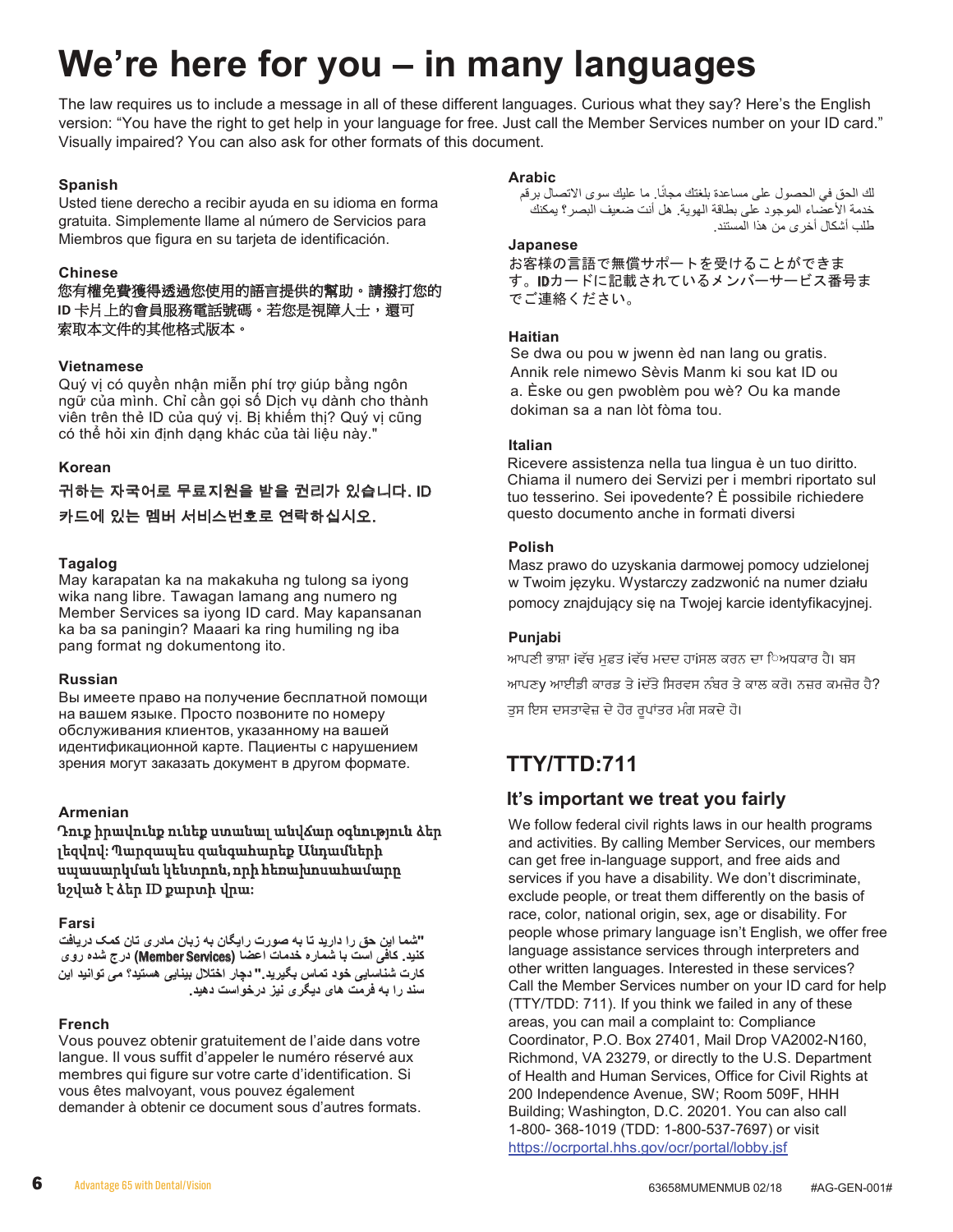# We're here for you – in many languages

The law requires us to include a message in all of these different languages. Curious what they say? Here's the English version: "You have the right to get help in your language for free. Just call the Member Services number on your ID card." Visually impaired? You can also ask for other formats of this document.

### Spanish

Usted tiene derecho a recibir ayuda en su idioma en forma gratuita. Simplemente llame al número de Servicios para Miembros que figura en su tarjeta de identificación.

### Chinese

您有權免費獲得透過您使用的語言提供的幫助。請撥打您的 ID 卡片上的會員服務電話號碼。若您是視障人士，還可索取本文件的其他格式版本。

### Vietnamese

Quý vị có quyền nhận miễn phí trợ giúp bằng ngôn ngữ của mình. Chỉ cần gọi số Dịch vụ dành cho thành viên trên thẻ ID của quý vị. Bị khiếm thị? Quý vị cũng có thể hỏi xin định dạng khác của tài liệu này."

### Korean

귀하는 자국어로 무료지원을 받을 권리가 있습니다. ID 카드에 있는 멤버 서비스번호로 연락하십시오.

### Tagalog

May karapatan ka na makakuha ng tulong sa iyong wika nang libre. Tawagan lamang ang numero ng Member Services sa iyong ID card. May kapansanan ka ba sa paningin? Maaari ka ring humiling ng iba pang format ng dokumentong ito.

### Russian

Вы имеете право на получение бесплатной помощи на вашем языке. Просто позвоните по номеру обслуживания клиентов, указанному на вашей идентификационной карте. Пациенты с нарушением зрения могут заказать документ в другом формате.

### Armenian

Դուք իրավունք ունեք ստանալ անվճար օգնություն ձեր լեզվով: Պարզապես զանգահարեք Անդամների սպասարկման կենտրոն, որի հեռախոսահամարը նշված է ձեր ID քարտի վրա:

### Farsi

"شما این حق را دارید تا به صورت رایگان به زبان مادری تان کمک دریافت کنید. کافی است با شماره خدمات اعضا (Member Services) درج شده روی کارت شناسایی خود تماس بگیرید." دچار اختلال بینایی هستید؟ می توانید این سند را به فرمت های دیگری نیز درخواست دهید.

### French

Vous pouvez obtenir gratuitement de l'aide dans votre langue. Il vous suffit d'appeler le numéro réservé aux membres qui figure sur votre carte d'identification. Si vous êtes malvoyant, vous pouvez également demander à obtenir ce document sous d'autres formats.

### Arabic

لك الحق في الحصول على مساعدة بلغتك مجانًا. ما عليك سوى الاتصال برقم خدمة الأعضاء الموجود على بطاقة الهوية. هل أنت ضعيف البصر؟ يمكنك طلب أشكال أخرى من هذا المستند.

### Japanese

お客様の言語で無償サポートを受けることができます。IDカードに記載されているメンバーサービス番号までご連絡ください。

### Haitian

Se dwa ou pou w jwenn èd nan lang ou gratis. Annik rele nimewo Sèvis Manm ki sou kat ID ou a. Èske ou gen pwoblèm pou wè? Ou ka mande dokiman sa a nan lòt fòma tou.

### Italian

Ricevere assistenza nella tua lingua è un tuo diritto. Chiama il numero dei Servizi per i membri riportato sul tuo tesserino. Sei ipovedente? È possibile richiedere questo documento anche in formati diversi

### Polish

Masz prawo do uzyskania darmowej pomocy udzielonej w Twoim języku. Wystarczy zadzwonić na numer działu pomocy znajdujący się na Twojej karcie identyfikacyjnej.

### Punjabi

ਆਪਣੀ ਭਾਸ਼ਾ ਵਿੱਚ ਮੁਫ਼ਤ ਵਿੱਚ ਮਦਦ ਹਾਸਿਲ ਕਰਨ ਦਾ ਅਧਿਕਾਰ ਹੈ। ਬਸ ਆਪਣੇ ਆਈਡੀ ਕਾਰਡ ਤੇ ਦਿੱਤੇ ਸਿਰਵਸ ਨੰਬਰ ਤੇ ਕਾਲ ਕਰੋ। ਨਜ਼ਰ ਕਮਜ਼ੋਰ ਹੈ? ਤੁਸ ਇਸ ਦਸਤਾਵੇਜ਼ ਦੇ ਹੋਰ ਰੂਪਾਂਤਰ ਮੰਗ ਸਕਦੇ ਹੋ।

## TTY/TTD:711

### It's important we treat you fairly

We follow federal civil rights laws in our health programs and activities. By calling Member Services, our members can get free in-language support, and free aids and services if you have a disability. We don't discriminate, exclude people, or treat them differently on the basis of race, color, national origin, sex, age or disability. For people whose primary language isn't English, we offer free language assistance services through interpreters and other written languages. Interested in these services? Call the Member Services number on your ID card for help (TTY/TDD: 711). If you think we failed in any of these areas, you can mail a complaint to: Compliance Coordinator, P.O. Box 27401, Mail Drop VA2002-N160, Richmond, VA 23279, or directly to the U.S. Department of Health and Human Services, Office for Civil Rights at 200 Independence Avenue, SW; Room 509F, HHH Building; Washington, D.C. 20201. You can also call 1-800- 368-1019 (TDD: 1-800-537-7697) or visit https://ocrportal.hhs.gov/ocr/portal/lobby.jsf

Advantage 65 with Dental/Vision 63658MUMENMUB 02/18 #AG-GEN-001#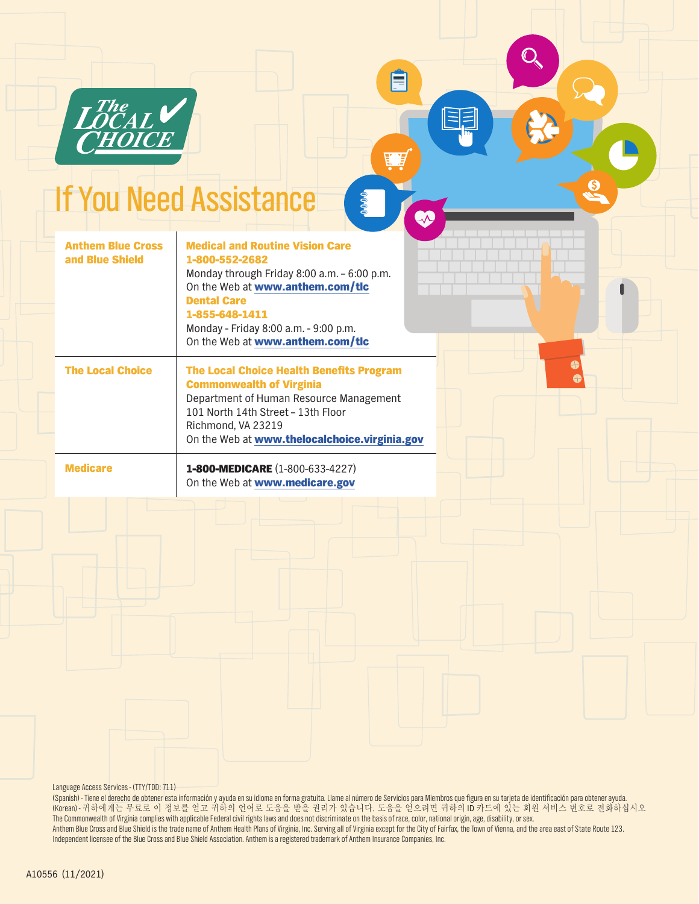The Local Choice

# If You Need Assistance

| | |
|---|---|
| **Anthem Blue Cross and Blue Shield** | **Medical and Routine Vision Care**<br>**1-800-552-2682**<br>Monday through Friday 8:00 a.m. – 6:00 p.m.<br>On the Web at **www.anthem.com/tlc**<br>**Dental Care**<br>**1-855-648-1411**<br>Monday - Friday 8:00 a.m. - 9:00 p.m.<br>On the Web at **www.anthem.com/tlc** |
| **The Local Choice** | **The Local Choice Health Benefits Program**<br>**Commonwealth of Virginia**<br>Department of Human Resource Management<br>101 North 14th Street – 13th Floor<br>Richmond, VA 23219<br>On the Web at **www.thelocalchoice.virginia.gov** |
| **Medicare** | **1-800-MEDICARE** (1-800-633-4227)<br>On the Web at **www.medicare.gov** |

Language Access Services - (TTY/TDD: 711)
(Spanish) - Tiene el derecho de obtener esta información y ayuda en su idioma en forma gratuita. Llame al número de Servicios para Miembros que figura en su tarjeta de identificación para obtener ayuda.
(Korean) - 귀하에게는 무료로 이 정보를 얻고 귀하의 언어로 도움을 받을 권리가 있습니다. 도움을 얻으려면 귀하의 ID 카드에 있는 회원 서비스 번호로 전화하십시오.
The Commonwealth of Virginia complies with applicable Federal civil rights laws and does not discriminate on the basis of race, color, national origin, age, disability, or sex.
Anthem Blue Cross and Blue Shield is the trade name of Anthem Health Plans of Virginia, Inc. Serving all of Virginia except for the City of Fairfax, the Town of Vienna, and the area east of State Route 123. Independent licensee of the Blue Cross and Blue Shield Association. Anthem is a registered trademark of Anthem Insurance Companies, Inc.

A10556 (11/2021)